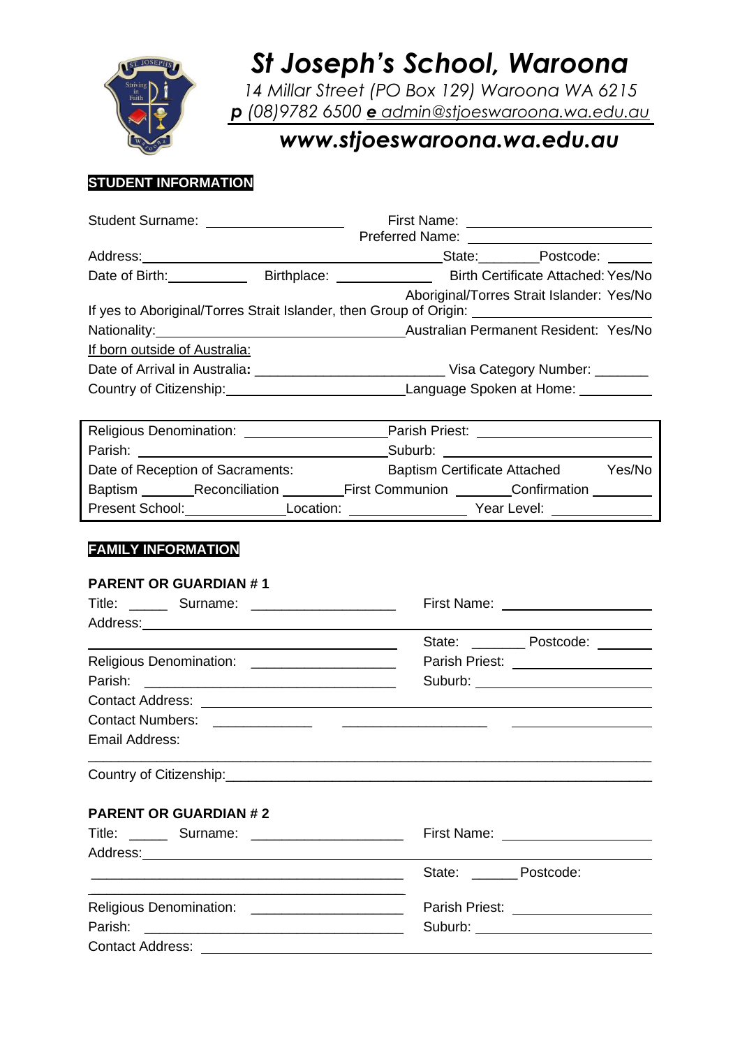# St Joseph's School, Waroona

*14 Millar Street (PO Box 129) Waroona WA 6215*

***p*** *(08)9782 6500* ***e*** *admin@stjoeswaroona.wa.edu.au*

## *www.stjoeswaroona.wa.edu.au*

**STUDENT INFORMATION**

Student Surname: ____________________ First Name: ________________________
Preferred Name: ________________________

Address: ______________________________________________ State: ________ Postcode: ______

Date of Birth: ____________ Birthplace: ______________ Birth Certificate Attached: Yes/No

Aboriginal/Torres Strait Islander: Yes/No

If yes to Aboriginal/Torres Strait Islander, then Group of Origin: ____________________

Nationality: ________________________________________ Australian Permanent Resident: Yes/No

If born outside of Australia:

Date of Arrival in Australia: __________________________ Visa Category Number: _______

Country of Citizenship: ____________________________ Language Spoken at Home: __________

Religious Denomination: ____________________ Parish Priest: ________________________

Parish: ____________________________________ Suburb: ________________________________

Date of Reception of Sacraments: Baptism Certificate Attached Yes/No

Baptism _______ Reconciliation ________ First Communion ________ Confirmation ________

Present School: ______________ Location: ________________ Year Level: ______________

**FAMILY INFORMATION**

**PARENT OR GUARDIAN # 1**

Title: ______ Surname: ____________________ First Name: ____________________

Address: ____________________________________________________________________

____________________________________________ State: _______ Postcode: ________

Religious Denomination: ____________________ Parish Priest: ____________________

Parish: ____________________________________ Suburb: __________________________

Contact Address: ____________________________________________________________

Contact Numbers: ______________ ____________________ ____________________

Email Address:

_____________________________________________________________________________

Country of Citizenship: ______________________________________________________

**PARENT OR GUARDIAN # 2**

Title: ______ Surname: ____________________ First Name: ____________________

Address: ____________________________________________________________________

____________________________________________ State: ______ Postcode:

____________________________________________

Religious Denomination: ____________________ Parish Priest: ____________________

Parish: ____________________________________ Suburb: __________________________

Contact Address: ____________________________________________________________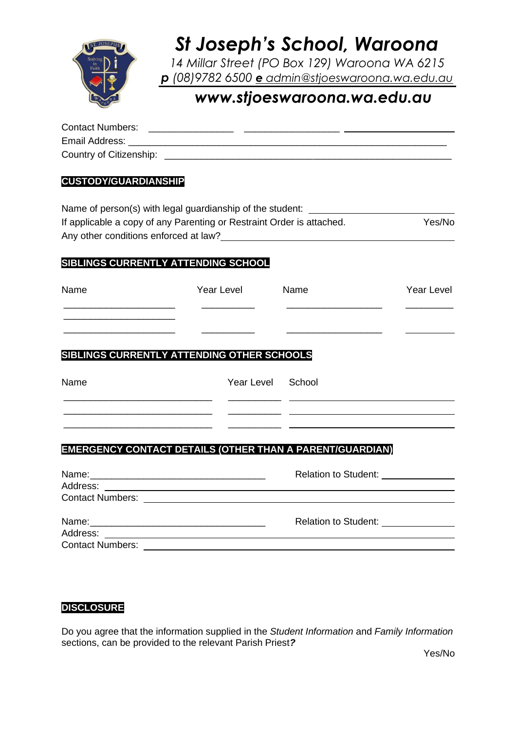# St Joseph's School, Waroona

*14 Millar Street (PO Box 129) Waroona WA 6215*
***p*** *(08)9782 6500* ***e*** *admin@stjoeswaroona.wa.edu.au*

## *www.stjoeswaroona.wa.edu.au*

Contact Numbers: _______________ _________________ ____________________

Email Address: ___________________________________________________________

Country of Citizenship: ____________________________________________________

**CUSTODY/GUARDIANSHIP**

Name of person(s) with legal guardianship of the student: ___________________________

If applicable a copy of any Parenting or Restraint Order is attached. Yes/No

Any other conditions enforced at law? _____________________________________________

**SIBLINGS CURRENTLY ATTENDING SCHOOL**

| Name | Year Level | Name | Year Level |
|---|---|---|---|
| ____________________ | __________ | __________________ | _________ |
| ____________________ | | | |
| ____________________ | __________ | __________________ | _________ |

**SIBLINGS CURRENTLY ATTENDING OTHER SCHOOLS**

| Name | Year Level | School |
|---|---|---|
| ___________________________ | __________ | ______________________________ |
| ___________________________ | __________ | ______________________________ |
| ___________________________ | __________ | ______________________________ |

**EMERGENCY CONTACT DETAILS (OTHER THAN A PARENT/GUARDIAN)**

Name: _________________________________ Relation to Student: ______________

Address: ___________________________________________________________________

Contact Numbers: ____________________________________________________________

Name: _________________________________ Relation to Student: ______________

Address: ___________________________________________________________________

Contact Numbers: ____________________________________________________________

**DISCLOSURE**

Do you agree that the information supplied in the *Student Information* and *Family Information* sections, can be provided to the relevant Parish Priest***?***

Yes/No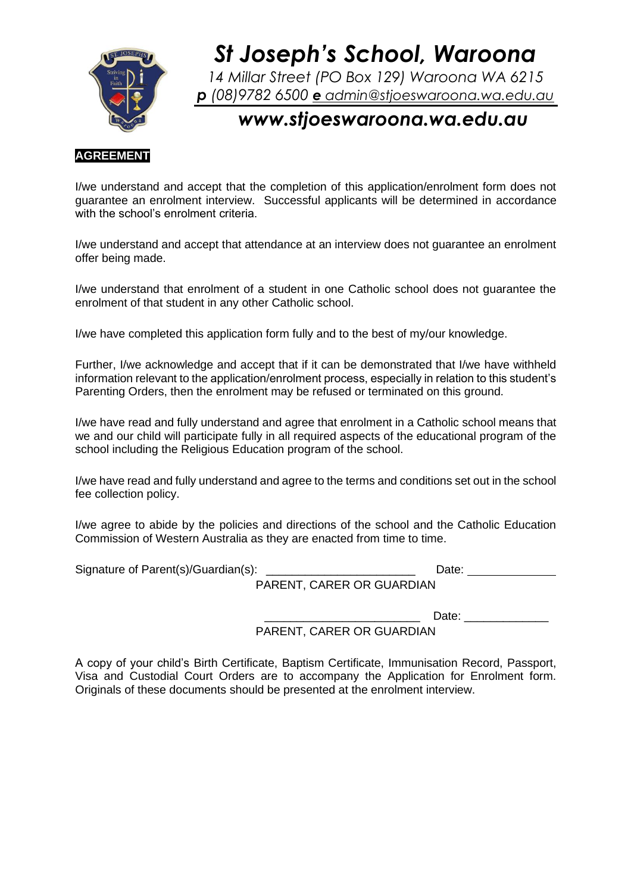# St Joseph's School, Waroona

*14 Millar Street (PO Box 129) Waroona WA 6215*
***p*** *(08)9782 6500* ***e*** *admin@stjoeswaroona.wa.edu.au*

## *www.stjoeswaroona.wa.edu.au*

**AGREEMENT**

I/we understand and accept that the completion of this application/enrolment form does not guarantee an enrolment interview. Successful applicants will be determined in accordance with the school's enrolment criteria.

I/we understand and accept that attendance at an interview does not guarantee an enrolment offer being made.

I/we understand that enrolment of a student in one Catholic school does not guarantee the enrolment of that student in any other Catholic school.

I/we have completed this application form fully and to the best of my/our knowledge.

Further, I/we acknowledge and accept that if it can be demonstrated that I/we have withheld information relevant to the application/enrolment process, especially in relation to this student's Parenting Orders, then the enrolment may be refused or terminated on this ground.

I/we have read and fully understand and agree that enrolment in a Catholic school means that we and our child will participate fully in all required aspects of the educational program of the school including the Religious Education program of the school.

I/we have read and fully understand and agree to the terms and conditions set out in the school fee collection policy.

I/we agree to abide by the policies and directions of the school and the Catholic Education Commission of Western Australia as they are enacted from time to time.

Signature of Parent(s)/Guardian(s): _______________________ Date: _____________
PARENT, CARER OR GUARDIAN

_______________________ Date: _____________
PARENT, CARER OR GUARDIAN

A copy of your child's Birth Certificate, Baptism Certificate, Immunisation Record, Passport, Visa and Custodial Court Orders are to accompany the Application for Enrolment form. Originals of these documents should be presented at the enrolment interview.